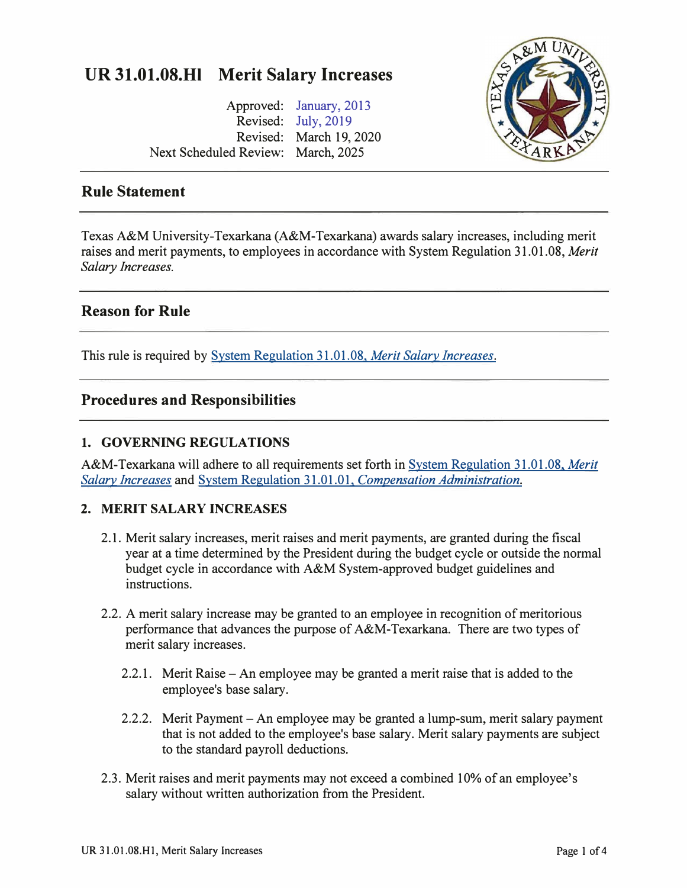# UR 31.01.08.H1 Merit Salary Increases

Approved: January, 2013
Revised: July, 2019
Revised: March 19, 2020
Next Scheduled Review: March, 2025

## Rule Statement

Texas A&M University-Texarkana (A&M-Texarkana) awards salary increases, including merit raises and merit payments, to employees in accordance with System Regulation 31.01.08, *Merit Salary Increases.*

## Reason for Rule

This rule is required by System Regulation 31.01.08, *Merit Salary Increases*.

## Procedures and Responsibilities

### 1. GOVERNING REGULATIONS

A&M-Texarkana will adhere to all requirements set forth in System Regulation 31.01.08, *Merit Salary Increases* and System Regulation 31.01.01, *Compensation Administration.*

### 2. MERIT SALARY INCREASES

2.1. Merit salary increases, merit raises and merit payments, are granted during the fiscal year at a time determined by the President during the budget cycle or outside the normal budget cycle in accordance with A&M System-approved budget guidelines and instructions.

2.2. A merit salary increase may be granted to an employee in recognition of meritorious performance that advances the purpose of A&M-Texarkana. There are two types of merit salary increases.

2.2.1. Merit Raise – An employee may be granted a merit raise that is added to the employee's base salary.

2.2.2. Merit Payment – An employee may be granted a lump-sum, merit salary payment that is not added to the employee's base salary. Merit salary payments are subject to the standard payroll deductions.

2.3. Merit raises and merit payments may not exceed a combined 10% of an employee's salary without written authorization from the President.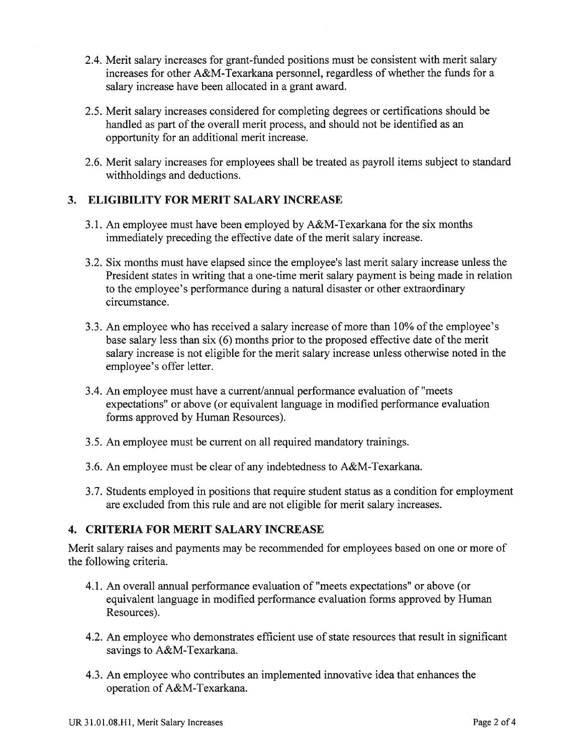2.4. Merit salary increases for grant-funded positions must be consistent with merit salary increases for other A&M-Texarkana personnel, regardless of whether the funds for a salary increase have been allocated in a grant award.

2.5. Merit salary increases considered for completing degrees or certifications should be handled as part of the overall merit process, and should not be identified as an opportunity for an additional merit increase.

2.6. Merit salary increases for employees shall be treated as payroll items subject to standard withholdings and deductions.

## 3. ELIGIBILITY FOR MERIT SALARY INCREASE

3.1. An employee must have been employed by A&M-Texarkana for the six months immediately preceding the effective date of the merit salary increase.

3.2. Six months must have elapsed since the employee's last merit salary increase unless the President states in writing that a one-time merit salary payment is being made in relation to the employee's performance during a natural disaster or other extraordinary circumstance.

3.3. An employee who has received a salary increase of more than 10% of the employee's base salary less than six (6) months prior to the proposed effective date of the merit salary increase is not eligible for the merit salary increase unless otherwise noted in the employee's offer letter.

3.4. An employee must have a current/annual performance evaluation of "meets expectations" or above (or equivalent language in modified performance evaluation forms approved by Human Resources).

3.5. An employee must be current on all required mandatory trainings.

3.6. An employee must be clear of any indebtedness to A&M-Texarkana.

3.7. Students employed in positions that require student status as a condition for employment are excluded from this rule and are not eligible for merit salary increases.

## 4. CRITERIA FOR MERIT SALARY INCREASE

Merit salary raises and payments may be recommended for employees based on one or more of the following criteria.

4.1. An overall annual performance evaluation of "meets expectations" or above (or equivalent language in modified performance evaluation forms approved by Human Resources).

4.2. An employee who demonstrates efficient use of state resources that result in significant savings to A&M-Texarkana.

4.3. An employee who contributes an implemented innovative idea that enhances the operation of A&M-Texarkana.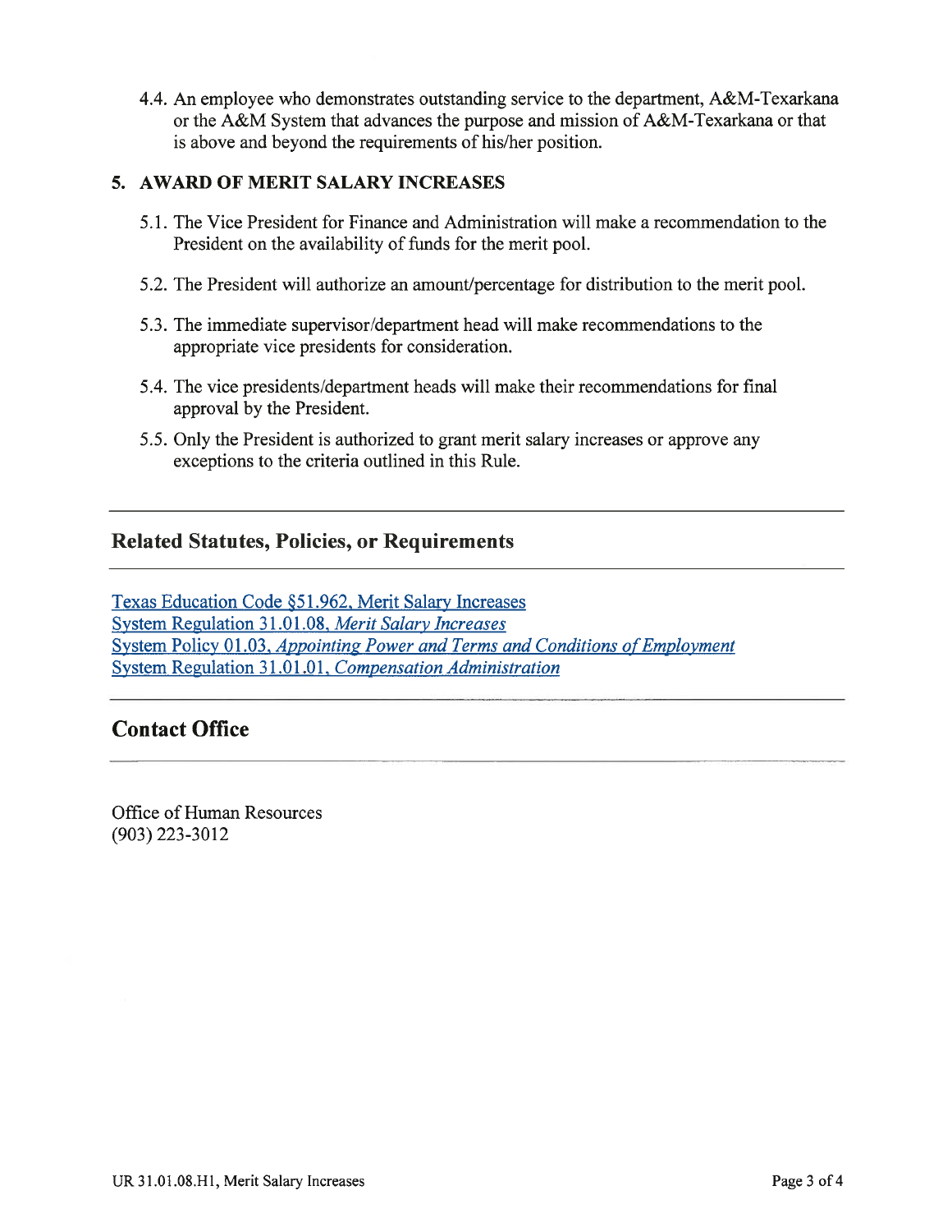4.4. An employee who demonstrates outstanding service to the department, A&M-Texarkana or the A&M System that advances the purpose and mission of A&M-Texarkana or that is above and beyond the requirements of his/her position.

**5. AWARD OF MERIT SALARY INCREASES**

5.1. The Vice President for Finance and Administration will make a recommendation to the President on the availability of funds for the merit pool.

5.2. The President will authorize an amount/percentage for distribution to the merit pool.

5.3. The immediate supervisor/department head will make recommendations to the appropriate vice presidents for consideration.

5.4. The vice presidents/department heads will make their recommendations for final approval by the President.

5.5. Only the President is authorized to grant merit salary increases or approve any exceptions to the criteria outlined in this Rule.

## Related Statutes, Policies, or Requirements

Texas Education Code §51.962, Merit Salary Increases
System Regulation 31.01.08, *Merit Salary Increases*
System Policy 01.03, *Appointing Power and Terms and Conditions of Employment*
System Regulation 31.01.01, *Compensation Administration*

## Contact Office

Office of Human Resources
(903) 223-3012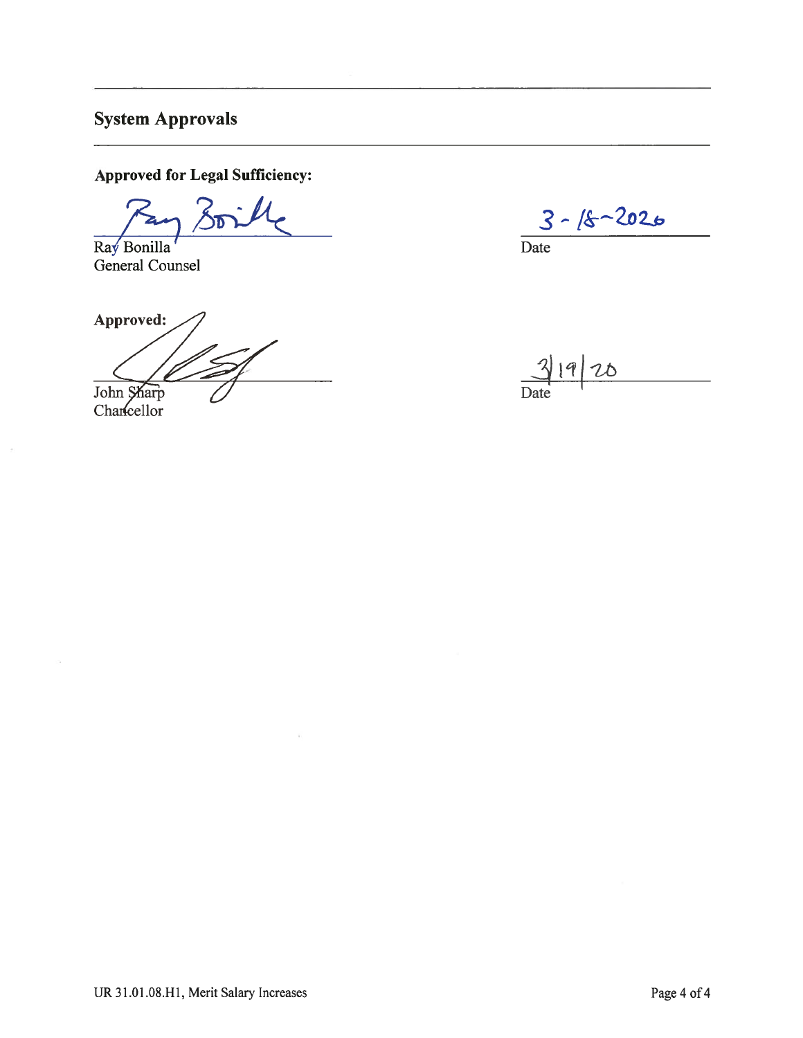## System Approvals

**Approved for Legal Sufficiency:**

Ray Bonilla
General Counsel

Date: 3-18-2020

**Approved:**

John Sharp
Chancellor

Date: 3/19/20